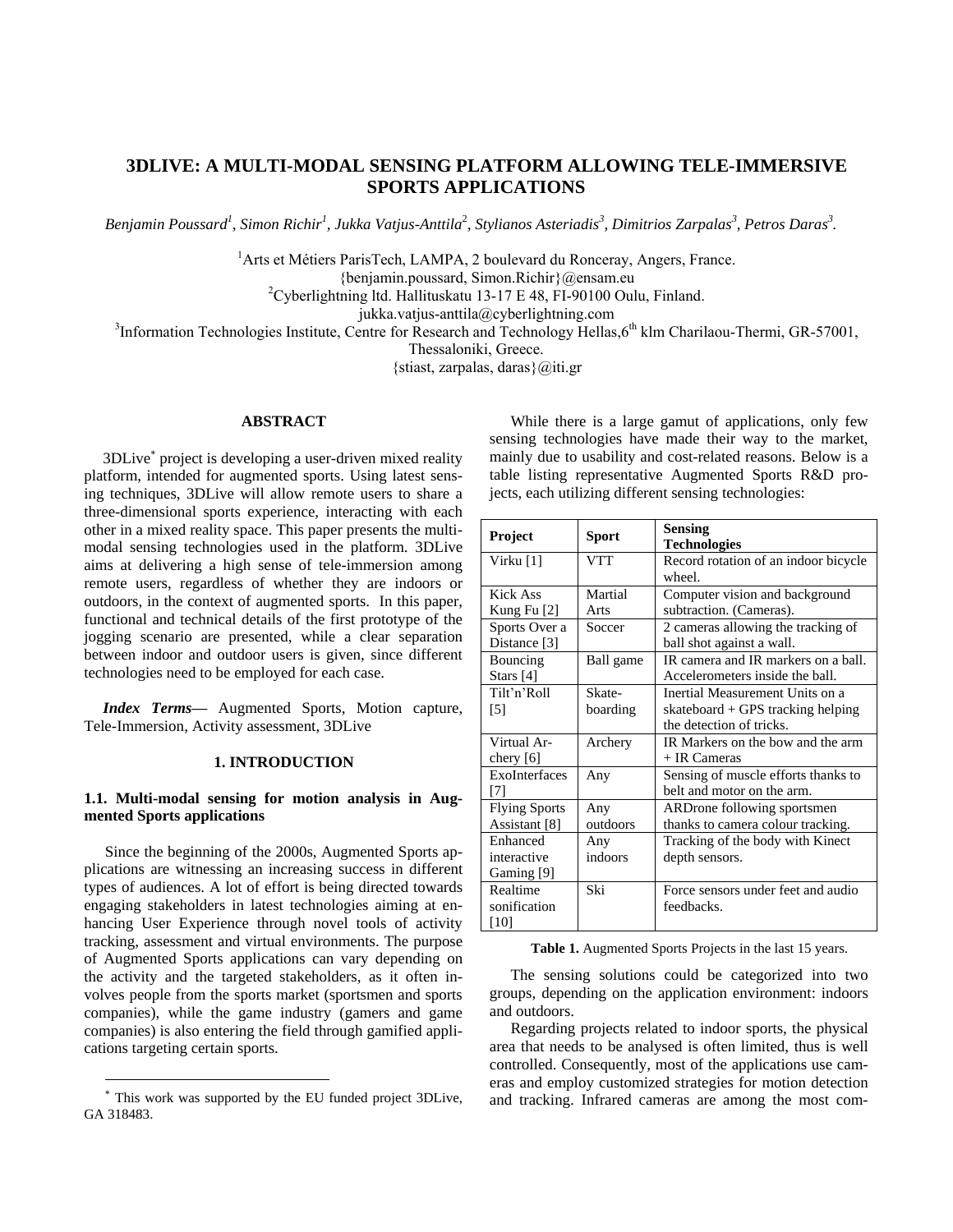# 3DLIVE: A MULTI-MODAL SENSING PLATFORM ALLOWING TELE-IMMERSIVE SPORTS APPLICATIONS

*Benjamin Poussard[1], Simon Richir[1], Jukka Vatjus-Anttila[2], Stylianos Asteriadis[3], Dimitrios Zarpalas[3], Petros Daras[3].*

[1]Arts et Métiers ParisTech, LAMPA, 2 boulevard du Ronceray, Angers, France.
{benjamin.poussard, Simon.Richir}@ensam.eu
[2]Cyberlightning ltd. Hallituskatu 13-17 E 48, FI-90100 Oulu, Finland.
jukka.vatjus-anttila@cyberlightning.com
[3]Information Technologies Institute, Centre for Research and Technology Hellas, 6th klm Charilaou-Thermi, GR-57001, Thessaloniki, Greece.
{stiast, zarpalas, daras}@iti.gr

## ABSTRACT

3DLive* project is developing a user-driven mixed reality platform, intended for augmented sports. Using latest sensing techniques, 3DLive will allow remote users to share a three-dimensional sports experience, interacting with each other in a mixed reality space. This paper presents the multi-modal sensing technologies used in the platform. 3DLive aims at delivering a high sense of tele-immersion among remote users, regardless of whether they are indoors or outdoors, in the context of augmented sports. In this paper, functional and technical details of the first prototype of the jogging scenario are presented, while a clear separation between indoor and outdoor users is given, since different technologies need to be employed for each case.

***Index Terms***— Augmented Sports, Motion capture, Tele-Immersion, Activity assessment, 3DLive

## 1. INTRODUCTION

### 1.1. Multi-modal sensing for motion analysis in Augmented Sports applications

Since the beginning of the 2000s, Augmented Sports applications are witnessing an increasing success in different types of audiences. A lot of effort is being directed towards engaging stakeholders in latest technologies aiming at enhancing User Experience through novel tools of activity tracking, assessment and virtual environments. The purpose of Augmented Sports applications can vary depending on the activity and the targeted stakeholders, as it often involves people from the sports market (sportsmen and sports companies), while the game industry (gamers and game companies) is also entering the field through gamified applications targeting certain sports.

While there is a large gamut of applications, only few sensing technologies have made their way to the market, mainly due to usability and cost-related reasons. Below is a table listing representative Augmented Sports R&D projects, each utilizing different sensing technologies:

| Project | Sport | Sensing Technologies |
| --- | --- | --- |
| Virku [1] | VTT | Record rotation of an indoor bicycle wheel. |
| Kick Ass Kung Fu [2] | Martial Arts | Computer vision and background subtraction. (Cameras). |
| Sports Over a Distance [3] | Soccer | 2 cameras allowing the tracking of ball shot against a wall. |
| Bouncing Stars [4] | Ball game | IR camera and IR markers on a ball. Accelerometers inside the ball. |
| Tilt'n'Roll [5] | Skate-boarding | Inertial Measurement Units on a skateboard + GPS tracking helping the detection of tricks. |
| Virtual Archery [6] | Archery | IR Markers on the bow and the arm + IR Cameras |
| ExoInterfaces [7] | Any | Sensing of muscle efforts thanks to belt and motor on the arm. |
| Flying Sports Assistant [8] | Any outdoors | ARDrone following sportsmen thanks to camera colour tracking. |
| Enhanced interactive Gaming [9] | Any indoors | Tracking of the body with Kinect depth sensors. |
| Realtime sonification [10] | Ski | Force sensors under feet and audio feedbacks. |

**Table 1.** Augmented Sports Projects in the last 15 years.

The sensing solutions could be categorized into two groups, depending on the application environment: indoors and outdoors.

Regarding projects related to indoor sports, the physical area that needs to be analysed is often limited, thus is well controlled. Consequently, most of the applications use cameras and employ customized strategies for motion detection and tracking. Infrared cameras are among the most com-

* This work was supported by the EU funded project 3DLive, GA 318483.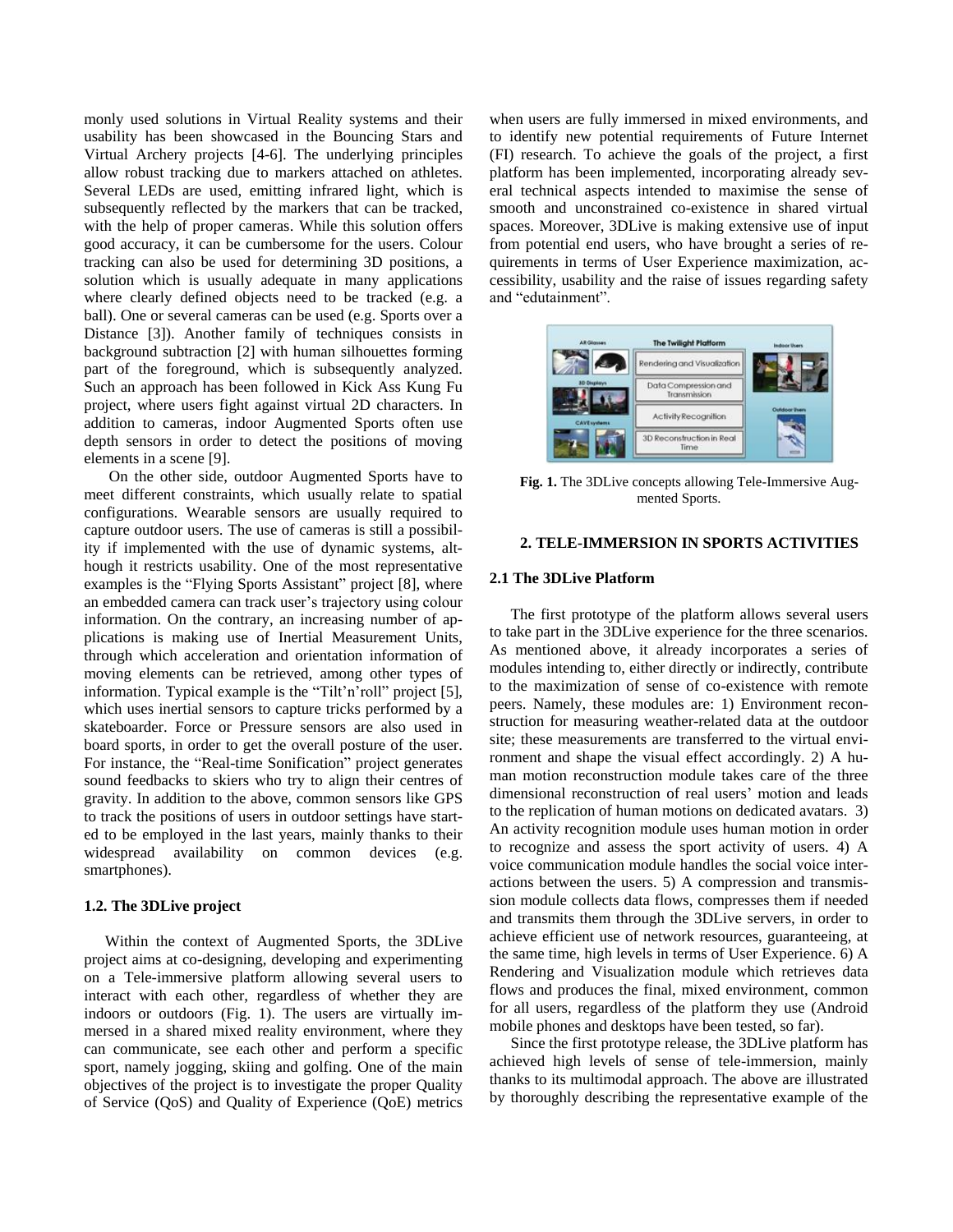monly used solutions in Virtual Reality systems and their usability has been showcased in the Bouncing Stars and Virtual Archery projects [4-6]. The underlying principles allow robust tracking due to markers attached on athletes. Several LEDs are used, emitting infrared light, which is subsequently reflected by the markers that can be tracked, with the help of proper cameras. While this solution offers good accuracy, it can be cumbersome for the users. Colour tracking can also be used for determining 3D positions, a solution which is usually adequate in many applications where clearly defined objects need to be tracked (e.g. a ball). One or several cameras can be used (e.g. Sports over a Distance [3]). Another family of techniques consists in background subtraction [2] with human silhouettes forming part of the foreground, which is subsequently analyzed. Such an approach has been followed in Kick Ass Kung Fu project, where users fight against virtual 2D characters. In addition to cameras, indoor Augmented Sports often use depth sensors in order to detect the positions of moving elements in a scene [9].

On the other side, outdoor Augmented Sports have to meet different constraints, which usually relate to spatial configurations. Wearable sensors are usually required to capture outdoor users. The use of cameras is still a possibility if implemented with the use of dynamic systems, although it restricts usability. One of the most representative examples is the "Flying Sports Assistant" project [8], where an embedded camera can track user's trajectory using colour information. On the contrary, an increasing number of applications is making use of Inertial Measurement Units, through which acceleration and orientation information of moving elements can be retrieved, among other types of information. Typical example is the "Tilt'n'roll" project [5], which uses inertial sensors to capture tricks performed by a skateboarder. Force or Pressure sensors are also used in board sports, in order to get the overall posture of the user. For instance, the "Real-time Sonification" project generates sound feedbacks to skiers who try to align their centres of gravity. In addition to the above, common sensors like GPS to track the positions of users in outdoor settings have started to be employed in the last years, mainly thanks to their widespread availability on common devices (e.g. smartphones).

### 1.2. The 3DLive project

Within the context of Augmented Sports, the 3DLive project aims at co-designing, developing and experimenting on a Tele-immersive platform allowing several users to interact with each other, regardless of whether they are indoors or outdoors (Fig. 1). The users are virtually immersed in a shared mixed reality environment, where they can communicate, see each other and perform a specific sport, namely jogging, skiing and golfing. One of the main objectives of the project is to investigate the proper Quality of Service (QoS) and Quality of Experience (QoE) metrics when users are fully immersed in mixed environments, and to identify new potential requirements of Future Internet (FI) research. To achieve the goals of the project, a first platform has been implemented, incorporating already several technical aspects intended to maximise the sense of smooth and unconstrained co-existence in shared virtual spaces. Moreover, 3DLive is making extensive use of input from potential end users, who have brought a series of requirements in terms of User Experience maximization, accessibility, usability and the raise of issues regarding safety and "edutainment".

**Fig. 1.** The 3DLive concepts allowing Tele-Immersive Augmented Sports.

## 2. TELE-IMMERSION IN SPORTS ACTIVITIES

### 2.1 The 3DLive Platform

The first prototype of the platform allows several users to take part in the 3DLive experience for the three scenarios. As mentioned above, it already incorporates a series of modules intending to, either directly or indirectly, contribute to the maximization of sense of co-existence with remote peers. Namely, these modules are: 1) Environment reconstruction for measuring weather-related data at the outdoor site; these measurements are transferred to the virtual environment and shape the visual effect accordingly. 2) A human motion reconstruction module takes care of the three dimensional reconstruction of real users' motion and leads to the replication of human motions on dedicated avatars. 3) An activity recognition module uses human motion in order to recognize and assess the sport activity of users. 4) A voice communication module handles the social voice interactions between the users. 5) A compression and transmission module collects data flows, compresses them if needed and transmits them through the 3DLive servers, in order to achieve efficient use of network resources, guaranteeing, at the same time, high levels in terms of User Experience. 6) A Rendering and Visualization module which retrieves data flows and produces the final, mixed environment, common for all users, regardless of the platform they use (Android mobile phones and desktops have been tested, so far).

Since the first prototype release, the 3DLive platform has achieved high levels of sense of tele-immersion, mainly thanks to its multimodal approach. The above are illustrated by thoroughly describing the representative example of the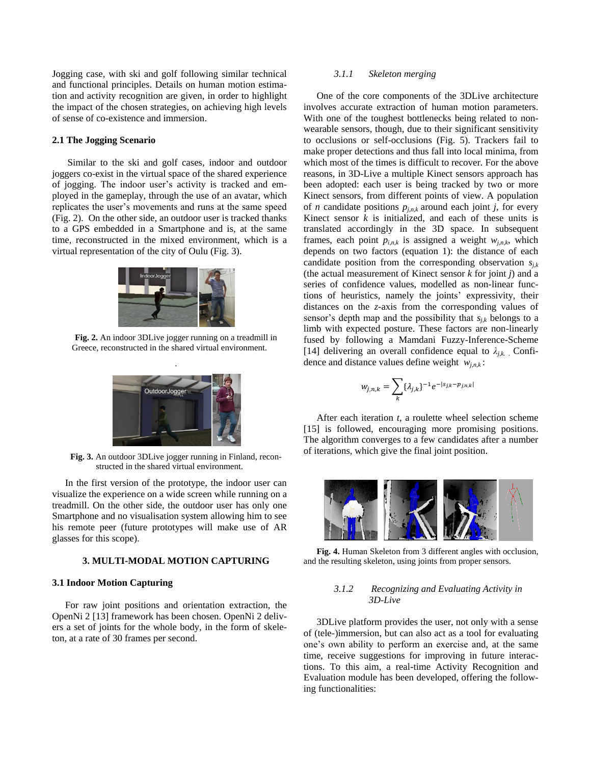Jogging case, with ski and golf following similar technical and functional principles. Details on human motion estimation and activity recognition are given, in order to highlight the impact of the chosen strategies, on achieving high levels of sense of co-existence and immersion.

### 2.1 The Jogging Scenario

Similar to the ski and golf cases, indoor and outdoor joggers co-exist in the virtual space of the shared experience of jogging. The indoor user's activity is tracked and employed in the gameplay, through the use of an avatar, which replicates the user's movements and runs at the same speed (Fig. 2). On the other side, an outdoor user is tracked thanks to a GPS embedded in a Smartphone and is, at the same time, reconstructed in the mixed environment, which is a virtual representation of the city of Oulu (Fig. 3).

**Fig. 2.** An indoor 3DLive jogger running on a treadmill in Greece, reconstructed in the shared virtual environment.

**Fig. 3.** An outdoor 3DLive jogger running in Finland, reconstructed in the shared virtual environment.

In the first version of the prototype, the indoor user can visualize the experience on a wide screen while running on a treadmill. On the other side, the outdoor user has only one Smartphone and no visualisation system allowing him to see his remote peer (future prototypes will make use of AR glasses for this scope).

## 3. MULTI-MODAL MOTION CAPTURING

### 3.1 Indoor Motion Capturing

For raw joint positions and orientation extraction, the OpenNi 2 [13] framework has been chosen. OpenNi 2 delivers a set of joints for the whole body, in the form of skeleton, at a rate of 30 frames per second.

#### *3.1.1 Skeleton merging*

One of the core components of the 3DLive architecture involves accurate extraction of human motion parameters. With one of the toughest bottlenecks being related to non-wearable sensors, though, due to their significant sensitivity to occlusions or self-occlusions (Fig. 5). Trackers fail to make proper detections and thus fall into local minima, from which most of the times is difficult to recover. For the above reasons, in 3D-Live a multiple Kinect sensors approach has been adopted: each user is being tracked by two or more Kinect sensors, from different points of view. A population of $n$ candidate positions $p_{j,n,k}$ around each joint $j$, for every Kinect sensor $k$ is initialized, and each of these units is translated accordingly in the 3D space. In subsequent frames, each point $p_{i,n,k}$ is assigned a weight $w_{j,n,k}$, which depends on two factors (equation 1): the distance of each candidate position from the corresponding observation $s_{j,k}$ (the actual measurement of Kinect sensor $k$ for joint $j$) and a series of confidence values, modelled as non-linear functions of heuristics, namely the joints' expressivity, their distances on the $z$-axis from the corresponding values of sensor's depth map and the possibility that $s_{j,k}$ belongs to a limb with expected posture. These factors are non-linearly fused by following a Mamdani Fuzzy-Inference-Scheme [14] delivering an overall confidence equal to $\lambda_{j,k}$. Confidence and distance values define weight $w_{j,n,k}$:

$$w_{j,n,k} = \sum_{k} \{\lambda_{j,k}\}^{-1} e^{-|s_{j,k} - p_{j,n,k}|}$$

After each iteration $t$, a roulette wheel selection scheme [15] is followed, encouraging more promising positions. The algorithm converges to a few candidates after a number of iterations, which give the final joint position.

**Fig. 4.** Human Skeleton from 3 different angles with occlusion, and the resulting skeleton, using joints from proper sensors.

#### *3.1.2 Recognizing and Evaluating Activity in 3D-Live*

3DLive platform provides the user, not only with a sense of (tele-)immersion, but can also act as a tool for evaluating one's own ability to perform an exercise and, at the same time, receive suggestions for improving in future interactions. To this aim, a real-time Activity Recognition and Evaluation module has been developed, offering the following functionalities: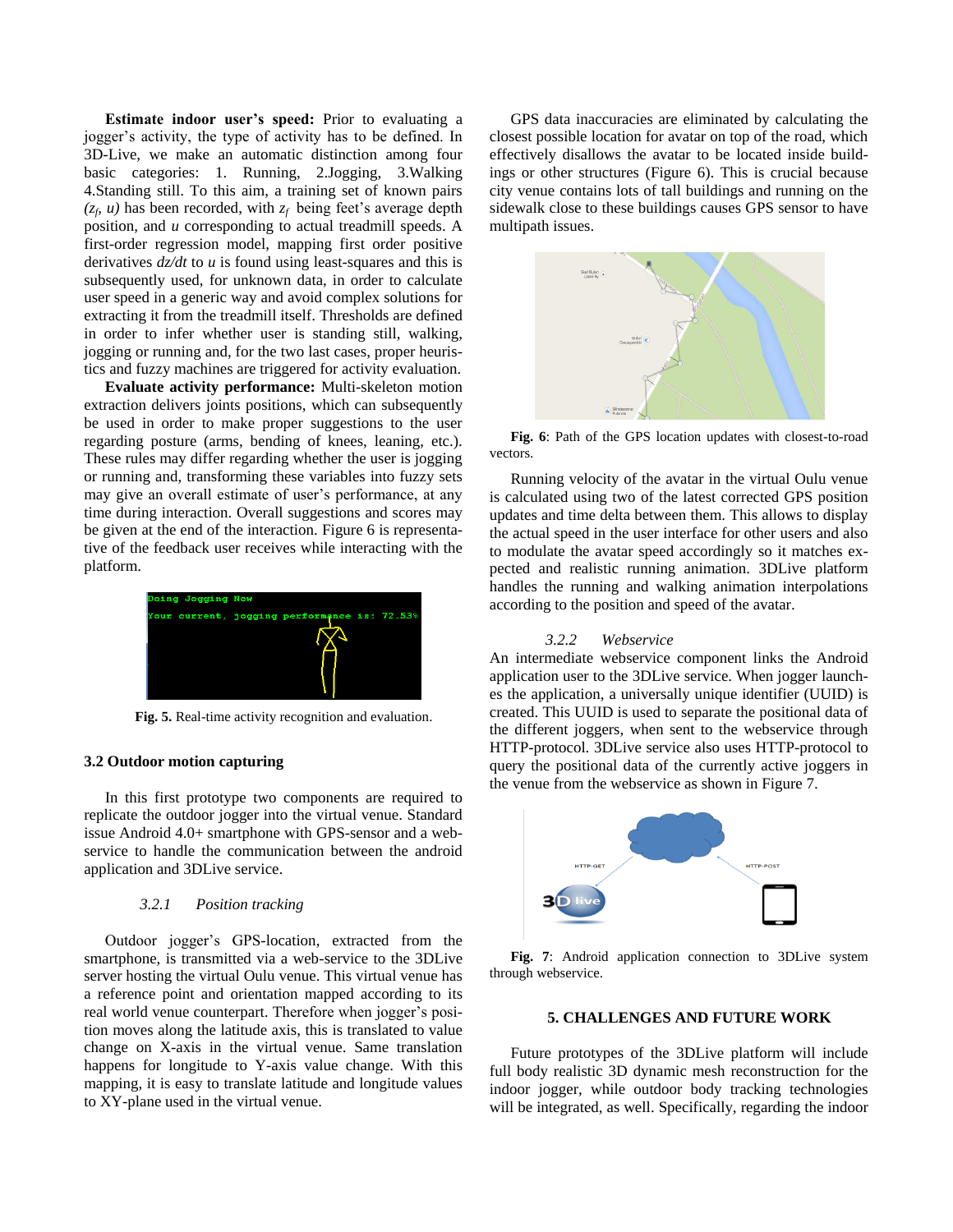**Estimate indoor user's speed:** Prior to evaluating a jogger's activity, the type of activity has to be defined. In 3D-Live, we make an automatic distinction among four basic categories: 1. Running, 2.Jogging, 3.Walking 4.Standing still. To this aim, a training set of known pairs $(z_f, u)$ has been recorded, with $z_f$ being feet's average depth position, and $u$ corresponding to actual treadmill speeds. A first-order regression model, mapping first order positive derivatives $dz/dt$ to $u$ is found using least-squares and this is subsequently used, for unknown data, in order to calculate user speed in a generic way and avoid complex solutions for extracting it from the treadmill itself. Thresholds are defined in order to infer whether user is standing still, walking, jogging or running and, for the two last cases, proper heuristics and fuzzy machines are triggered for activity evaluation.

**Evaluate activity performance:** Multi-skeleton motion extraction delivers joints positions, which can subsequently be used in order to make proper suggestions to the user regarding posture (arms, bending of knees, leaning, etc.). These rules may differ regarding whether the user is jogging or running and, transforming these variables into fuzzy sets may give an overall estimate of user's performance, at any time during interaction. Overall suggestions and scores may be given at the end of the interaction. Figure 6 is representative of the feedback user receives while interacting with the platform.

**Fig. 5.** Real-time activity recognition and evaluation.

### 3.2 Outdoor motion capturing

In this first prototype two components are required to replicate the outdoor jogger into the virtual venue. Standard issue Android 4.0+ smartphone with GPS-sensor and a web-service to handle the communication between the android application and 3DLive service.

#### *3.2.1 Position tracking*

Outdoor jogger's GPS-location, extracted from the smartphone, is transmitted via a web-service to the 3DLive server hosting the virtual Oulu venue. This virtual venue has a reference point and orientation mapped according to its real world venue counterpart. Therefore when jogger's position moves along the latitude axis, this is translated to value change on X-axis in the virtual venue. Same translation happens for longitude to Y-axis value change. With this mapping, it is easy to translate latitude and longitude values to XY-plane used in the virtual venue.

GPS data inaccuracies are eliminated by calculating the closest possible location for avatar on top of the road, which effectively disallows the avatar to be located inside buildings or other structures (Figure 6). This is crucial because city venue contains lots of tall buildings and running on the sidewalk close to these buildings causes GPS sensor to have multipath issues.

**Fig. 6**: Path of the GPS location updates with closest-to-road vectors.

Running velocity of the avatar in the virtual Oulu venue is calculated using two of the latest corrected GPS position updates and time delta between them. This allows to display the actual speed in the user interface for other users and also to modulate the avatar speed accordingly so it matches expected and realistic running animation. 3DLive platform handles the running and walking animation interpolations according to the position and speed of the avatar.

#### *3.2.2 Webservice*

An intermediate webservice component links the Android application user to the 3DLive service. When jogger launches the application, a universally unique identifier (UUID) is created. This UUID is used to separate the positional data of the different joggers, when sent to the webservice through HTTP-protocol. 3DLive service also uses HTTP-protocol to query the positional data of the currently active joggers in the venue from the webservice as shown in Figure 7.

**Fig. 7**: Android application connection to 3DLive system through webservice.

### 5. CHALLENGES AND FUTURE WORK

Future prototypes of the 3DLive platform will include full body realistic 3D dynamic mesh reconstruction for the indoor jogger, while outdoor body tracking technologies will be integrated, as well. Specifically, regarding the indoor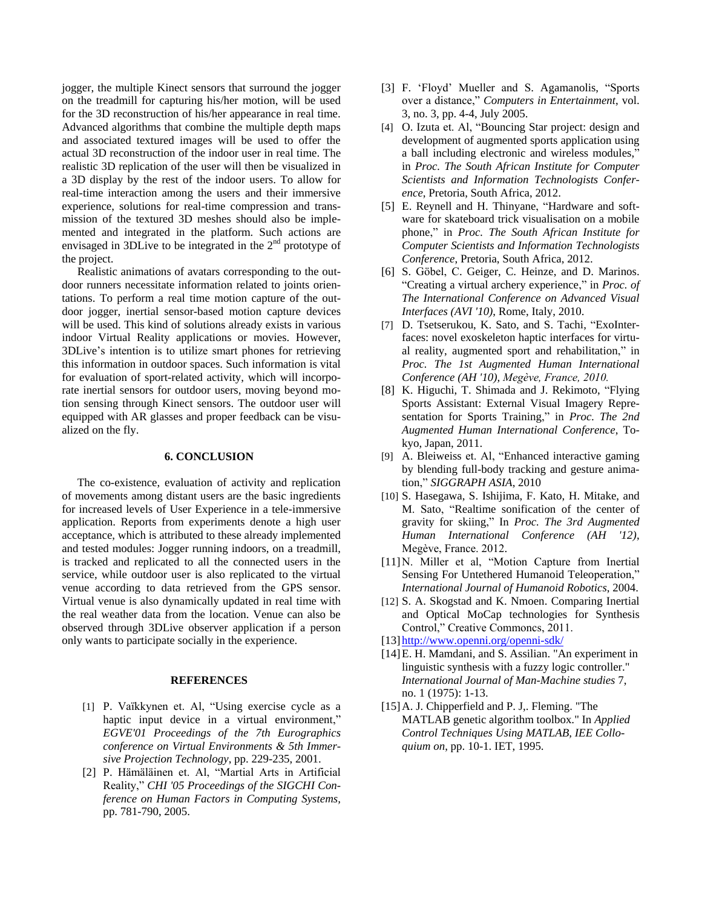jogger, the multiple Kinect sensors that surround the jogger on the treadmill for capturing his/her motion, will be used for the 3D reconstruction of his/her appearance in real time. Advanced algorithms that combine the multiple depth maps and associated textured images will be used to offer the actual 3D reconstruction of the indoor user in real time. The realistic 3D replication of the user will then be visualized in a 3D display by the rest of the indoor users. To allow for real-time interaction among the users and their immersive experience, solutions for real-time compression and transmission of the textured 3D meshes should also be implemented and integrated in the platform. Such actions are envisaged in 3DLive to be integrated in the 2nd prototype of the project.

Realistic animations of avatars corresponding to the outdoor runners necessitate information related to joints orientations. To perform a real time motion capture of the outdoor jogger, inertial sensor-based motion capture devices will be used. This kind of solutions already exists in various indoor Virtual Reality applications or movies. However, 3DLive's intention is to utilize smart phones for retrieving this information in outdoor spaces. Such information is vital for evaluation of sport-related activity, which will incorporate inertial sensors for outdoor users, moving beyond motion sensing through Kinect sensors. The outdoor user will equipped with AR glasses and proper feedback can be visualized on the fly.

## 6. CONCLUSION

The co-existence, evaluation of activity and replication of movements among distant users are the basic ingredients for increased levels of User Experience in a tele-immersive application. Reports from experiments denote a high user acceptance, which is attributed to these already implemented and tested modules: Jogger running indoors, on a treadmill, is tracked and replicated to all the connected users in the service, while outdoor user is also replicated to the virtual venue according to data retrieved from the GPS sensor. Virtual venue is also dynamically updated in real time with the real weather data from the location. Venue can also be observed through 3DLive observer application if a person only wants to participate socially in the experience.

## REFERENCES

[1] P. Vaïkkynen et. Al, "Using exercise cycle as a haptic input device in a virtual environment," *EGVE'01 Proceedings of the 7th Eurographics conference on Virtual Environments & 5th Immersive Projection Technology*, pp. 229-235, 2001.

[2] P. Hämäläinen et. Al, "Martial Arts in Artificial Reality," *CHI '05 Proceedings of the SIGCHI Conference on Human Factors in Computing Systems*, pp. 781-790, 2005.

[3] F. 'Floyd' Mueller and S. Agamanolis, "Sports over a distance," *Computers in Entertainment*, vol. 3, no. 3, pp. 4-4, July 2005.

[4] O. Izuta et. Al, "Bouncing Star project: design and development of augmented sports application using a ball including electronic and wireless modules," in *Proc. The South African Institute for Computer Scientists and Information Technologists Conference*, Pretoria, South Africa, 2012.

[5] E. Reynell and H. Thinyane, "Hardware and software for skateboard trick visualisation on a mobile phone," in *Proc. The South African Institute for Computer Scientists and Information Technologists Conference*, Pretoria, South Africa, 2012.

[6] S. Göbel, C. Geiger, C. Heinze, and D. Marinos. "Creating a virtual archery experience," in *Proc. of The International Conference on Advanced Visual Interfaces (AVI '10)*, Rome, Italy, 2010.

[7] D. Tsetserukou, K. Sato, and S. Tachi, "ExoInterfaces: novel exoskeleton haptic interfaces for virtual reality, augmented sport and rehabilitation," in *Proc. The 1st Augmented Human International Conference (AH '10), Megève, France, 2010.*

[8] K. Higuchi, T. Shimada and J. Rekimoto, "Flying Sports Assistant: External Visual Imagery Representation for Sports Training," in *Proc. The 2nd Augmented Human International Conference*, Tokyo, Japan, 2011.

[9] A. Bleiweiss et. Al, "Enhanced interactive gaming by blending full-body tracking and gesture animation," *SIGGRAPH ASIA*, 2010

[10] S. Hasegawa, S. Ishijima, F. Kato, H. Mitake, and M. Sato, "Realtime sonification of the center of gravity for skiing," In *Proc. The 3rd Augmented Human International Conference (AH '12)*, Megève, France. 2012.

[11] N. Miller et al, "Motion Capture from Inertial Sensing For Untethered Humanoid Teleoperation," *International Journal of Humanoid Robotics*, 2004.

[12] S. A. Skogstad and K. Nmoen. Comparing Inertial and Optical MoCap technologies for Synthesis Control," Creative Commoncs, 2011.

[13] http://www.openni.org/openni-sdk/

[14] E. H. Mamdani, and S. Assilian. "An experiment in linguistic synthesis with a fuzzy logic controller." *International Journal of Man-Machine studies* 7, no. 1 (1975): 1-13.

[15] A. J. Chipperfield and P. J,. Fleming. "The MATLAB genetic algorithm toolbox." In *Applied Control Techniques Using MATLAB, IEE Colloquium on*, pp. 10-1. IET, 1995.